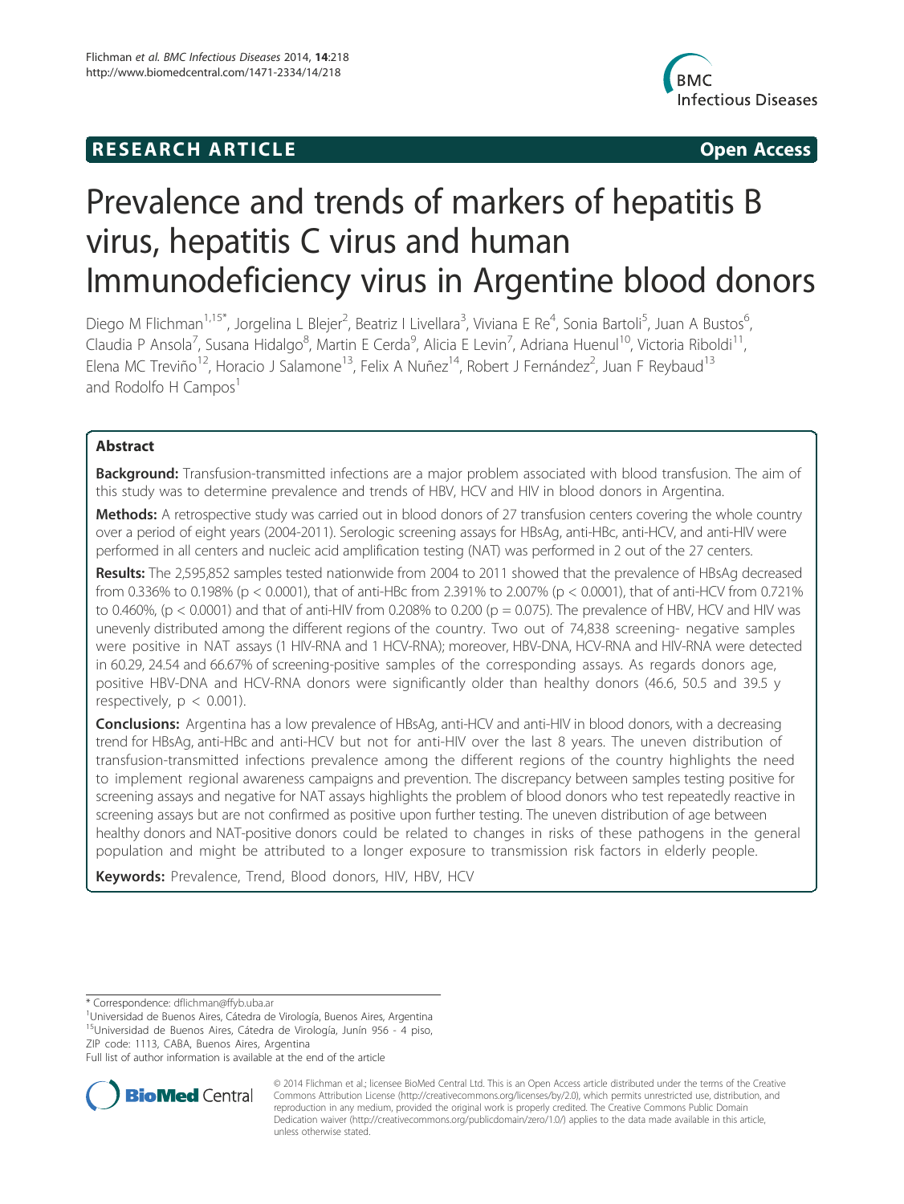RESEARCH ARTICLE Open Access

# Prevalence and trends of markers of hepatitis B virus, hepatitis C virus and human Immunodeficiency virus in Argentine blood donors

Diego M Flichman[1,15*], Jorgelina L Blejer[2], Beatriz I Livellara[3], Viviana E Re[4], Sonia Bartoli[5], Juan A Bustos[6], Claudia P Ansola[7], Susana Hidalgo[8], Martin E Cerda[9], Alicia E Levin[7], Adriana Huenul[10], Victoria Riboldi[11], Elena MC Treviño[12], Horacio J Salamone[13], Felix A Nuñez[14], Robert J Fernández[2], Juan F Reybaud[13] and Rodolfo H Campos[1]

## Abstract

**Background:** Transfusion-transmitted infections are a major problem associated with blood transfusion. The aim of this study was to determine prevalence and trends of HBV, HCV and HIV in blood donors in Argentina.

**Methods:** A retrospective study was carried out in blood donors of 27 transfusion centers covering the whole country over a period of eight years (2004-2011). Serologic screening assays for HBsAg, anti-HBc, anti-HCV, and anti-HIV were performed in all centers and nucleic acid amplification testing (NAT) was performed in 2 out of the 27 centers.

**Results:** The 2,595,852 samples tested nationwide from 2004 to 2011 showed that the prevalence of HBsAg decreased from 0.336% to 0.198% ($p < 0.0001$), that of anti-HBc from 2.391% to 2.007% ($p < 0.0001$), that of anti-HCV from 0.721% to 0.460%, ($p < 0.0001$) and that of anti-HIV from 0.208% to 0.200 ($p = 0.075$). The prevalence of HBV, HCV and HIV was unevenly distributed among the different regions of the country. Two out of 74,838 screening- negative samples were positive in NAT assays (1 HIV-RNA and 1 HCV-RNA); moreover, HBV-DNA, HCV-RNA and HIV-RNA were detected in 60.29, 24.54 and 66.67% of screening-positive samples of the corresponding assays. As regards donors age, positive HBV-DNA and HCV-RNA donors were significantly older than healthy donors (46.6, 50.5 and 39.5 y respectively, $p < 0.001$).

**Conclusions:** Argentina has a low prevalence of HBsAg, anti-HCV and anti-HIV in blood donors, with a decreasing trend for HBsAg, anti-HBc and anti-HCV but not for anti-HIV over the last 8 years. The uneven distribution of transfusion-transmitted infections prevalence among the different regions of the country highlights the need to implement regional awareness campaigns and prevention. The discrepancy between samples testing positive for screening assays and negative for NAT assays highlights the problem of blood donors who test repeatedly reactive in screening assays but are not confirmed as positive upon further testing. The uneven distribution of age between healthy donors and NAT-positive donors could be related to changes in risks of these pathogens in the general population and might be attributed to a longer exposure to transmission risk factors in elderly people.

**Keywords:** Prevalence, Trend, Blood donors, HIV, HBV, HCV

\* Correspondence: dflichman@ffyb.uba.ar

[1]Universidad de Buenos Aires, Cátedra de Virología, Buenos Aires, Argentina

[15]Universidad de Buenos Aires, Cátedra de Virología, Junín 956 - 4 piso, ZIP code: 1113, CABA, Buenos Aires, Argentina

Full list of author information is available at the end of the article

© 2014 Flichman et al.; licensee BioMed Central Ltd. This is an Open Access article distributed under the terms of the Creative Commons Attribution License (http://creativecommons.org/licenses/by/2.0), which permits unrestricted use, distribution, and reproduction in any medium, provided the original work is properly credited. The Creative Commons Public Domain Dedication waiver (http://creativecommons.org/publicdomain/zero/1.0/) applies to the data made available in this article, unless otherwise stated.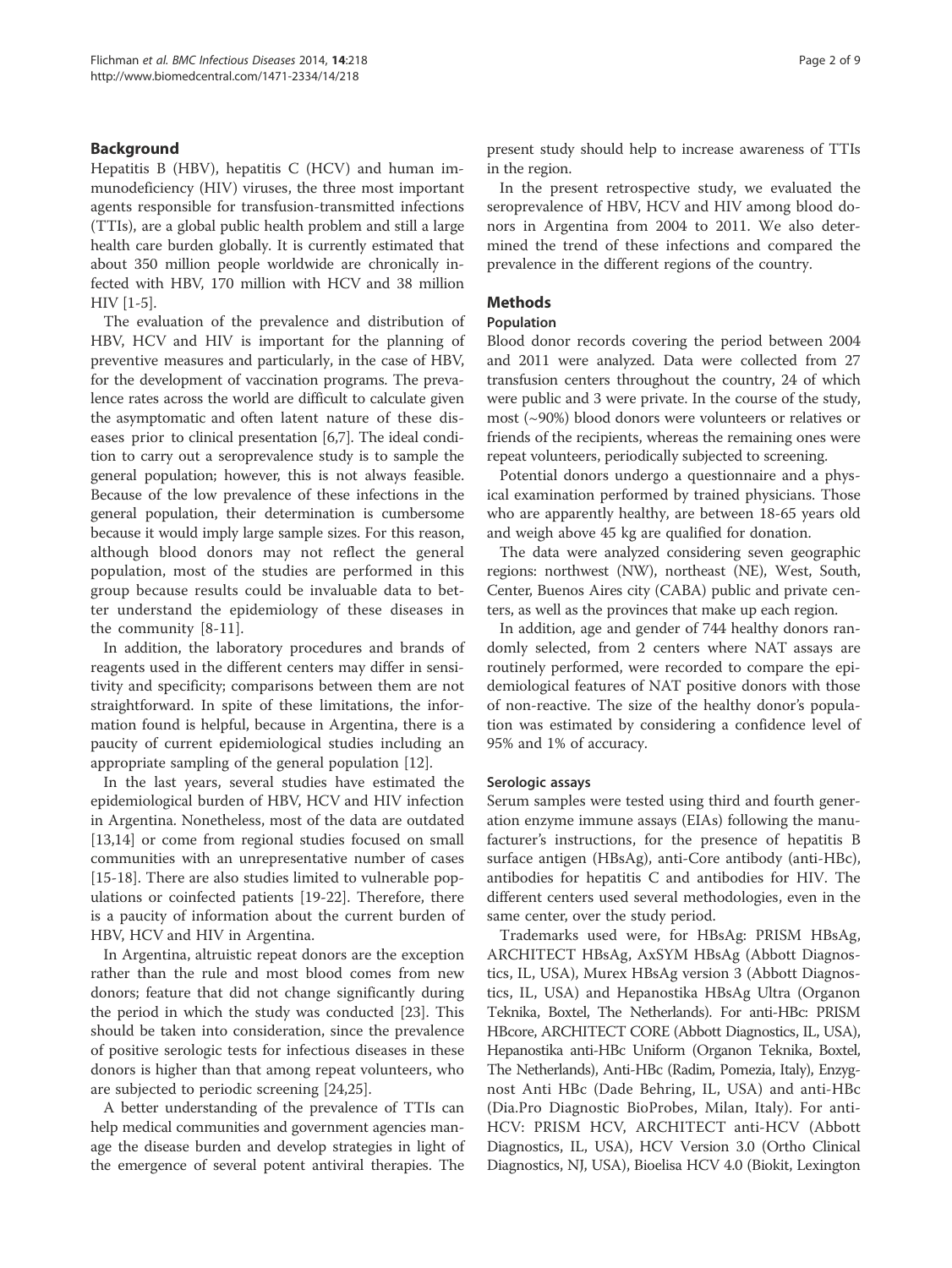## Background

Hepatitis B (HBV), hepatitis C (HCV) and human immunodeficiency (HIV) viruses, the three most important agents responsible for transfusion-transmitted infections (TTIs), are a global public health problem and still a large health care burden globally. It is currently estimated that about 350 million people worldwide are chronically infected with HBV, 170 million with HCV and 38 million HIV [1-5].

The evaluation of the prevalence and distribution of HBV, HCV and HIV is important for the planning of preventive measures and particularly, in the case of HBV, for the development of vaccination programs. The prevalence rates across the world are difficult to calculate given the asymptomatic and often latent nature of these diseases prior to clinical presentation [6,7]. The ideal condition to carry out a seroprevalence study is to sample the general population; however, this is not always feasible. Because of the low prevalence of these infections in the general population, their determination is cumbersome because it would imply large sample sizes. For this reason, although blood donors may not reflect the general population, most of the studies are performed in this group because results could be invaluable data to better understand the epidemiology of these diseases in the community [8-11].

In addition, the laboratory procedures and brands of reagents used in the different centers may differ in sensitivity and specificity; comparisons between them are not straightforward. In spite of these limitations, the information found is helpful, because in Argentina, there is a paucity of current epidemiological studies including an appropriate sampling of the general population [12].

In the last years, several studies have estimated the epidemiological burden of HBV, HCV and HIV infection in Argentina. Nonetheless, most of the data are outdated [13,14] or come from regional studies focused on small communities with an unrepresentative number of cases [15-18]. There are also studies limited to vulnerable populations or coinfected patients [19-22]. Therefore, there is a paucity of information about the current burden of HBV, HCV and HIV in Argentina.

In Argentina, altruistic repeat donors are the exception rather than the rule and most blood comes from new donors; feature that did not change significantly during the period in which the study was conducted [23]. This should be taken into consideration, since the prevalence of positive serologic tests for infectious diseases in these donors is higher than that among repeat volunteers, who are subjected to periodic screening [24,25].

A better understanding of the prevalence of TTIs can help medical communities and government agencies manage the disease burden and develop strategies in light of the emergence of several potent antiviral therapies. The present study should help to increase awareness of TTIs in the region.

In the present retrospective study, we evaluated the seroprevalence of HBV, HCV and HIV among blood donors in Argentina from 2004 to 2011. We also determined the trend of these infections and compared the prevalence in the different regions of the country.

## Methods

### Population

Blood donor records covering the period between 2004 and 2011 were analyzed. Data were collected from 27 transfusion centers throughout the country, 24 of which were public and 3 were private. In the course of the study, most (~90%) blood donors were volunteers or relatives or friends of the recipients, whereas the remaining ones were repeat volunteers, periodically subjected to screening.

Potential donors undergo a questionnaire and a physical examination performed by trained physicians. Those who are apparently healthy, are between 18-65 years old and weigh above 45 kg are qualified for donation.

The data were analyzed considering seven geographic regions: northwest (NW), northeast (NE), West, South, Center, Buenos Aires city (CABA) public and private centers, as well as the provinces that make up each region.

In addition, age and gender of 744 healthy donors randomly selected, from 2 centers where NAT assays are routinely performed, were recorded to compare the epidemiological features of NAT positive donors with those of non-reactive. The size of the healthy donor's population was estimated by considering a confidence level of 95% and 1% of accuracy.

#### Serologic assays

Serum samples were tested using third and fourth generation enzyme immune assays (EIAs) following the manufacturer's instructions, for the presence of hepatitis B surface antigen (HBsAg), anti-Core antibody (anti-HBc), antibodies for hepatitis C and antibodies for HIV. The different centers used several methodologies, even in the same center, over the study period.

Trademarks used were, for HBsAg: PRISM HBsAg, ARCHITECT HBsAg, AxSYM HBsAg (Abbott Diagnostics, IL, USA), Murex HBsAg version 3 (Abbott Diagnostics, IL, USA) and Hepanostika HBsAg Ultra (Organon Teknika, Boxtel, The Netherlands). For anti-HBc: PRISM HBcore, ARCHITECT CORE (Abbott Diagnostics, IL, USA), Hepanostika anti-HBc Uniform (Organon Teknika, Boxtel, The Netherlands), Anti-HBc (Radim, Pomezia, Italy), Enzygnost Anti HBc (Dade Behring, IL, USA) and anti-HBc (Dia.Pro Diagnostic BioProbes, Milan, Italy). For anti-HCV: PRISM HCV, ARCHITECT anti-HCV (Abbott Diagnostics, IL, USA), HCV Version 3.0 (Ortho Clinical Diagnostics, NJ, USA), Bioelisa HCV 4.0 (Biokit, Lexington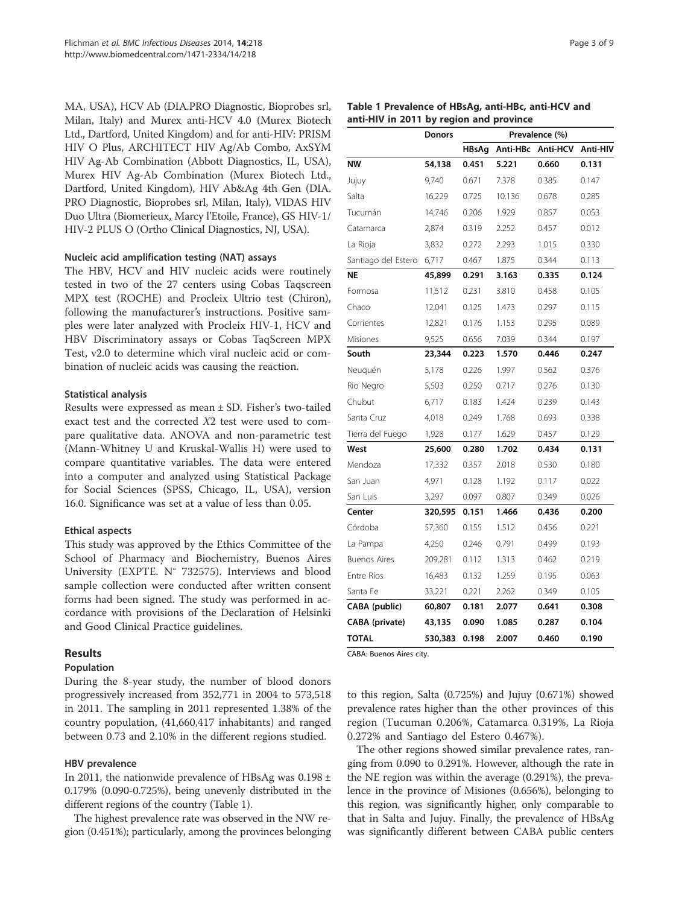MA, USA), HCV Ab (DIA.PRO Diagnostic, Bioprobes srl, Milan, Italy) and Murex anti-HCV 4.0 (Murex Biotech Ltd., Dartford, United Kingdom) and for anti-HIV: PRISM HIV O Plus, ARCHITECT HIV Ag/Ab Combo, AxSYM HIV Ag-Ab Combination (Abbott Diagnostics, IL, USA), Murex HIV Ag-Ab Combination (Murex Biotech Ltd., Dartford, United Kingdom), HIV Ab&Ag 4th Gen (DIA. PRO Diagnostic, Bioprobes srl, Milan, Italy), VIDAS HIV Duo Ultra (Biomerieux, Marcy l'Etoile, France), GS HIV-1/HIV-2 PLUS O (Ortho Clinical Diagnostics, NJ, USA).

### Nucleic acid amplification testing (NAT) assays

The HBV, HCV and HIV nucleic acids were routinely tested in two of the 27 centers using Cobas Taqscreen MPX test (ROCHE) and Procleix Ultrio test (Chiron), following the manufacturer's instructions. Positive samples were later analyzed with Procleix HIV-1, HCV and HBV Discriminatory assays or Cobas TaqScreen MPX Test, v2.0 to determine which viral nucleic acid or combination of nucleic acids was causing the reaction.

### Statistical analysis

Results were expressed as mean ± SD. Fisher's two-tailed exact test and the corrected $X2$ test were used to compare qualitative data. ANOVA and non-parametric test (Mann-Whitney U and Kruskal-Wallis H) were used to compare quantitative variables. The data were entered into a computer and analyzed using Statistical Package for Social Sciences (SPSS, Chicago, IL, USA), version 16.0. Significance was set at a value of less than 0.05.

### Ethical aspects

This study was approved by the Ethics Committee of the School of Pharmacy and Biochemistry, Buenos Aires University (EXPTE. N° 732575). Interviews and blood sample collection were conducted after written consent forms had been signed. The study was performed in accordance with provisions of the Declaration of Helsinki and Good Clinical Practice guidelines.

## Results

### Population

During the 8-year study, the number of blood donors progressively increased from 352,771 in 2004 to 573,518 in 2011. The sampling in 2011 represented 1.38% of the country population, (41,660,417 inhabitants) and ranged between 0.73 and 2.10% in the different regions studied.

### HBV prevalence

In 2011, the nationwide prevalence of HBsAg was 0.198 ± 0.179% (0.090-0.725%), being unevenly distributed in the different regions of the country (Table 1).

The highest prevalence rate was observed in the NW region (0.451%); particularly, among the provinces belonging to this region, Salta (0.725%) and Jujuy (0.671%) showed prevalence rates higher than the other provinces of this region (Tucuman 0.206%, Catamarca 0.319%, La Rioja 0.272% and Santiago del Estero 0.467%).

The other regions showed similar prevalence rates, ranging from 0.090 to 0.291%. However, although the rate in the NE region was within the average (0.291%), the prevalence in the province of Misiones (0.656%), belonging to this region, was significantly higher, only comparable to that in Salta and Jujuy. Finally, the prevalence of HBsAg was significantly different between CABA public centers

**Table 1 Prevalence of HBsAg, anti-HBc, anti-HCV and anti-HIV in 2011 by region and province**

| | Donors | Prevalence (%) | | | |
|---|---|---|---|---|---|
| | | HBsAg | Anti-HBc | Anti-HCV | Anti-HIV |
| **NW** | **54,138** | **0.451** | **5.221** | **0.660** | **0.131** |
| Jujuy | 9,740 | 0.671 | 7.378 | 0.385 | 0.147 |
| Salta | 16,229 | 0.725 | 10.136 | 0.678 | 0.285 |
| Tucumán | 14,746 | 0.206 | 1.929 | 0.857 | 0.053 |
| Catamarca | 2,874 | 0.319 | 2.252 | 0.457 | 0.012 |
| La Rioja | 3,832 | 0.272 | 2.293 | 1.015 | 0.330 |
| Santiago del Estero | 6,717 | 0.467 | 1.875 | 0.344 | 0.113 |
| **NE** | **45,899** | **0.291** | **3.163** | **0.335** | **0.124** |
| Formosa | 11,512 | 0.231 | 3.810 | 0.458 | 0.105 |
| Chaco | 12,041 | 0.125 | 1.473 | 0.297 | 0.115 |
| Corrientes | 12,821 | 0.176 | 1.153 | 0.295 | 0.089 |
| Misiones | 9,525 | 0.656 | 7.039 | 0.344 | 0.197 |
| **South** | **23,344** | **0.223** | **1.570** | **0.446** | **0.247** |
| Neuquén | 5,178 | 0.226 | 1.997 | 0.562 | 0.376 |
| Rio Negro | 5,503 | 0.250 | 0.717 | 0.276 | 0.130 |
| Chubut | 6,717 | 0.183 | 1.424 | 0.239 | 0.143 |
| Santa Cruz | 4,018 | 0.249 | 1.768 | 0.693 | 0.338 |
| Tierra del Fuego | 1,928 | 0.177 | 1.629 | 0.457 | 0.129 |
| **West** | **25,600** | **0.280** | **1.702** | **0.434** | **0.131** |
| Mendoza | 17,332 | 0.357 | 2.018 | 0.530 | 0.180 |
| San Juan | 4,971 | 0.128 | 1.192 | 0.117 | 0.022 |
| San Luis | 3,297 | 0.097 | 0.807 | 0.349 | 0.026 |
| **Center** | **320,595** | **0.151** | **1.466** | **0.436** | **0.200** |
| Córdoba | 57,360 | 0.155 | 1.512 | 0.456 | 0.221 |
| La Pampa | 4,250 | 0.246 | 0.791 | 0.499 | 0.193 |
| Buenos Aires | 209,281 | 0.112 | 1.313 | 0.462 | 0.219 |
| Entre Ríos | 16,483 | 0.132 | 1.259 | 0.195 | 0.063 |
| Santa Fe | 33,221 | 0.221 | 2.262 | 0.349 | 0.105 |
| **CABA (public)** | **60,807** | **0.181** | **2.077** | **0.641** | **0.308** |
| **CABA (private)** | **43,135** | **0.090** | **1.085** | **0.287** | **0.104** |
| **TOTAL** | **530,383** | **0.198** | **2.007** | **0.460** | **0.190** |

CABA: Buenos Aires city.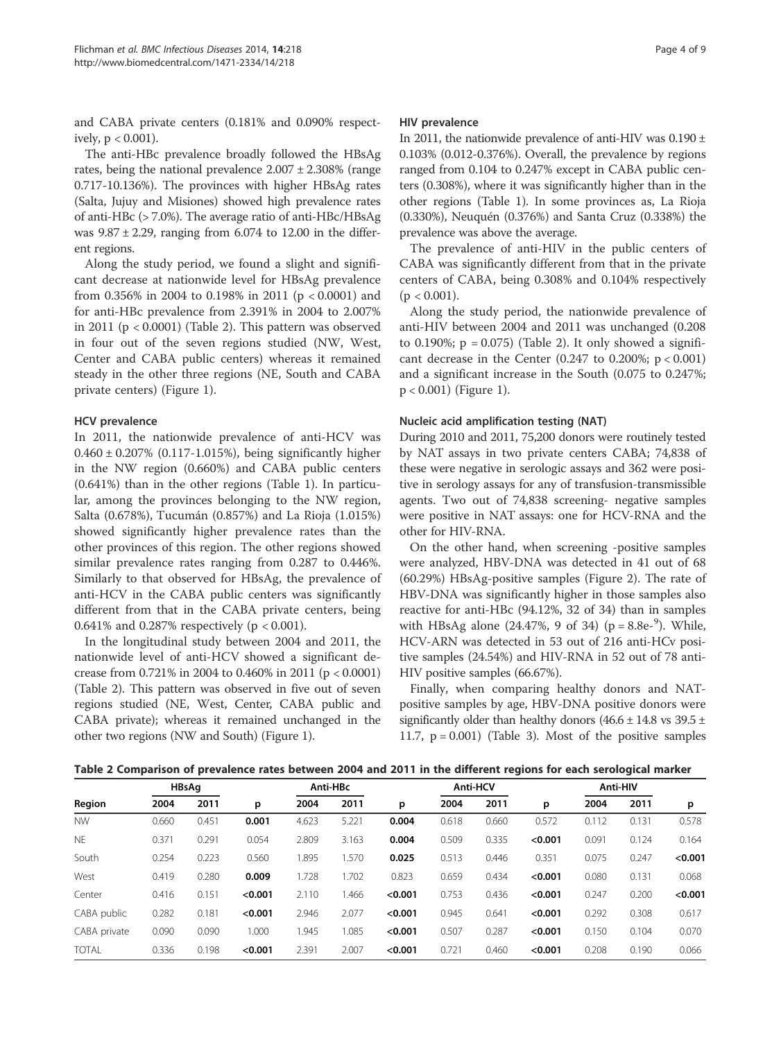and CABA private centers (0.181% and 0.090% respectively, $p < 0.001$).

The anti-HBc prevalence broadly followed the HBsAg rates, being the national prevalence 2.007 ± 2.308% (range 0.717-10.136%). The provinces with higher HBsAg rates (Salta, Jujuy and Misiones) showed high prevalence rates of anti-HBc (> 7.0%). The average ratio of anti-HBc/HBsAg was 9.87 ± 2.29, ranging from 6.074 to 12.00 in the different regions.

Along the study period, we found a slight and significant decrease at nationwide level for HBsAg prevalence from 0.356% in 2004 to 0.198% in 2011 ($p < 0.0001$) and for anti-HBc prevalence from 2.391% in 2004 to 2.007% in 2011 ($p < 0.0001$) (Table 2). This pattern was observed in four out of the seven regions studied (NW, West, Center and CABA public centers) whereas it remained steady in the other three regions (NE, South and CABA private centers) (Figure 1).

### HCV prevalence

In 2011, the nationwide prevalence of anti-HCV was 0.460 ± 0.207% (0.117-1.015%), being significantly higher in the NW region (0.660%) and CABA public centers (0.641%) than in the other regions (Table 1). In particular, among the provinces belonging to the NW region, Salta (0.678%), Tucumán (0.857%) and La Rioja (1.015%) showed significantly higher prevalence rates than the other provinces of this region. The other regions showed similar prevalence rates ranging from 0.287 to 0.446%. Similarly to that observed for HBsAg, the prevalence of anti-HCV in the CABA public centers was significantly different from that in the CABA private centers, being 0.641% and 0.287% respectively ($p < 0.001$).

In the longitudinal study between 2004 and 2011, the nationwide level of anti-HCV showed a significant decrease from 0.721% in 2004 to 0.460% in 2011 ($p < 0.0001$) (Table 2). This pattern was observed in five out of seven regions studied (NE, West, Center, CABA public and CABA private); whereas it remained unchanged in the other two regions (NW and South) (Figure 1).

### HIV prevalence

In 2011, the nationwide prevalence of anti-HIV was 0.190 ± 0.103% (0.012-0.376%). Overall, the prevalence by regions ranged from 0.104 to 0.247% except in CABA public centers (0.308%), where it was significantly higher than in the other regions (Table 1). In some provinces as, La Rioja (0.330%), Neuquén (0.376%) and Santa Cruz (0.338%) the prevalence was above the average.

The prevalence of anti-HIV in the public centers of CABA was significantly different from that in the private centers of CABA, being 0.308% and 0.104% respectively ($p < 0.001$).

Along the study period, the nationwide prevalence of anti-HIV between 2004 and 2011 was unchanged (0.208 to 0.190%; $p = 0.075$) (Table 2). It only showed a significant decrease in the Center (0.247 to 0.200%; $p < 0.001$) and a significant increase in the South (0.075 to 0.247%; $p < 0.001$) (Figure 1).

### Nucleic acid amplification testing (NAT)

During 2010 and 2011, 75,200 donors were routinely tested by NAT assays in two private centers CABA; 74,838 of these were negative in serologic assays and 362 were positive in serology assays for any of transfusion-transmissible agents. Two out of 74,838 screening- negative samples were positive in NAT assays: one for HCV-RNA and the other for HIV-RNA.

On the other hand, when screening -positive samples were analyzed, HBV-DNA was detected in 41 out of 68 (60.29%) HBsAg-positive samples (Figure 2). The rate of HBV-DNA was significantly higher in those samples also reactive for anti-HBc (94.12%, 32 of 34) than in samples with HBsAg alone (24.47%, 9 of 34) ($p = 8.8e^{-9}$). While, HCV-ARN was detected in 53 out of 216 anti-HCv positive samples (24.54%) and HIV-RNA in 52 out of 78 anti-HIV positive samples (66.67%).

Finally, when comparing healthy donors and NAT-positive samples by age, HBV-DNA positive donors were significantly older than healthy donors (46.6 ± 14.8 vs 39.5 ± 11.7, $p = 0.001$) (Table 3). Most of the positive samples

**Table 2 Comparison of prevalence rates between 2004 and 2011 in the different regions for each serological marker**

| Region | HBsAg | | | Anti-HBc | | | Anti-HCV | | | Anti-HIV | | |
|---|---|---|---|---|---|---|---|---|---|---|---|---|
| | 2004 | 2011 | p | 2004 | 2011 | p | 2004 | 2011 | p | 2004 | 2011 | p |
| NW | 0.660 | 0.451 | **0.001** | 4.623 | 5.221 | **0.004** | 0.618 | 0.660 | 0.572 | 0.112 | 0.131 | 0.578 |
| NE | 0.371 | 0.291 | 0.054 | 2.809 | 3.163 | **0.004** | 0.509 | 0.335 | **<0.001** | 0.091 | 0.124 | 0.164 |
| South | 0.254 | 0.223 | 0.560 | 1.895 | 1.570 | **0.025** | 0.513 | 0.446 | 0.351 | 0.075 | 0.247 | **<0.001** |
| West | 0.419 | 0.280 | **0.009** | 1.728 | 1.702 | 0.823 | 0.659 | 0.434 | **<0.001** | 0.080 | 0.131 | 0.068 |
| Center | 0.416 | 0.151 | **<0.001** | 2.110 | 1.466 | **<0.001** | 0.753 | 0.436 | **<0.001** | 0.247 | 0.200 | **<0.001** |
| CABA public | 0.282 | 0.181 | **<0.001** | 2.946 | 2.077 | **<0.001** | 0.945 | 0.641 | **<0.001** | 0.292 | 0.308 | 0.617 |
| CABA private | 0.090 | 0.090 | 1.000 | 1.945 | 1.085 | **<0.001** | 0.507 | 0.287 | **<0.001** | 0.150 | 0.104 | 0.070 |
| TOTAL | 0.336 | 0.198 | **<0.001** | 2.391 | 2.007 | **<0.001** | 0.721 | 0.460 | **<0.001** | 0.208 | 0.190 | 0.066 |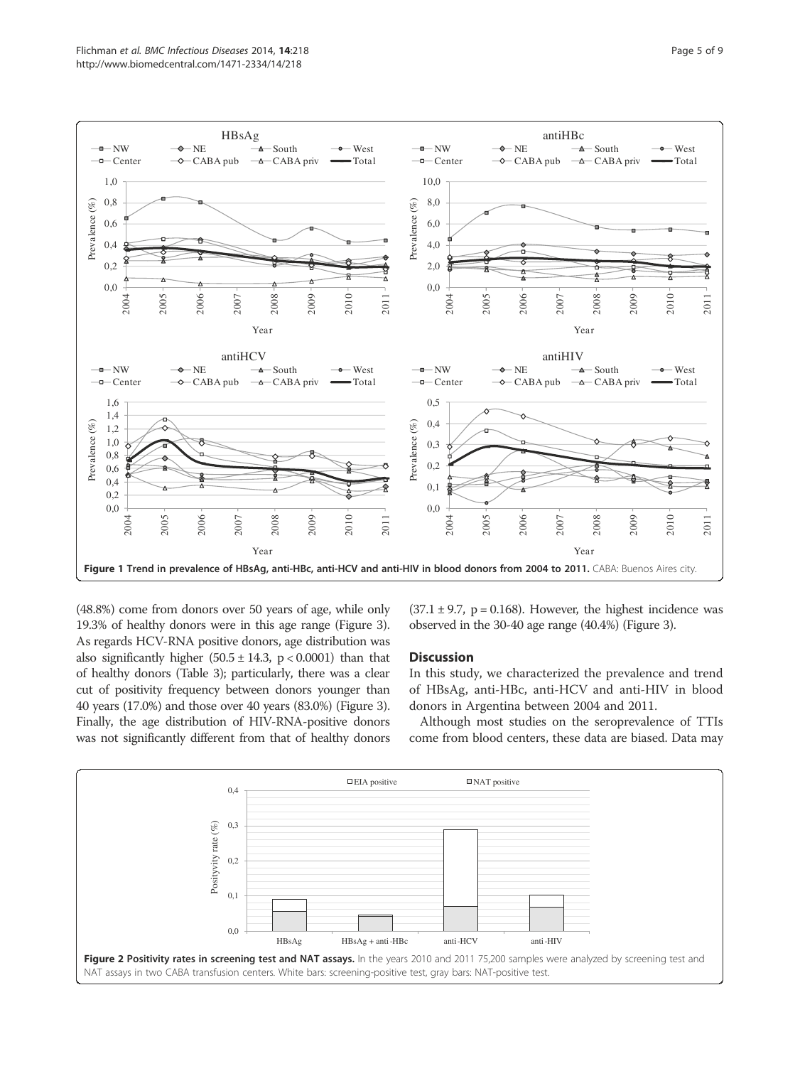Figure 1 Trend in prevalence of HBsAg, anti-HBc, anti-HCV and anti-HIV in blood donors from 2004 to 2011. CABA: Buenos Aires city.

(48.8%) come from donors over 50 years of age, while only 19.3% of healthy donors were in this age range (Figure 3). As regards HCV-RNA positive donors, age distribution was also significantly higher ($50.5 \pm 14.3$, $p < 0.0001$) than that of healthy donors (Table 3); particularly, there was a clear cut of positivity frequency between donors younger than 40 years (17.0%) and those over 40 years (83.0%) (Figure 3). Finally, the age distribution of HIV-RNA-positive donors was not significantly different from that of healthy donors ($37.1 \pm 9.7$, $p = 0.168$). However, the highest incidence was observed in the 30-40 age range (40.4%) (Figure 3).

## Discussion

In this study, we characterized the prevalence and trend of HBsAg, anti-HBc, anti-HCV and anti-HIV in blood donors in Argentina between 2004 and 2011.

Although most studies on the seroprevalence of TTIs come from blood centers, these data are biased. Data may

Figure 2 Positivity rates in screening test and NAT assays. In the years 2010 and 2011 75,200 samples were analyzed by screening test and NAT assays in two CABA transfusion centers. White bars: screening-positive test, gray bars: NAT-positive test.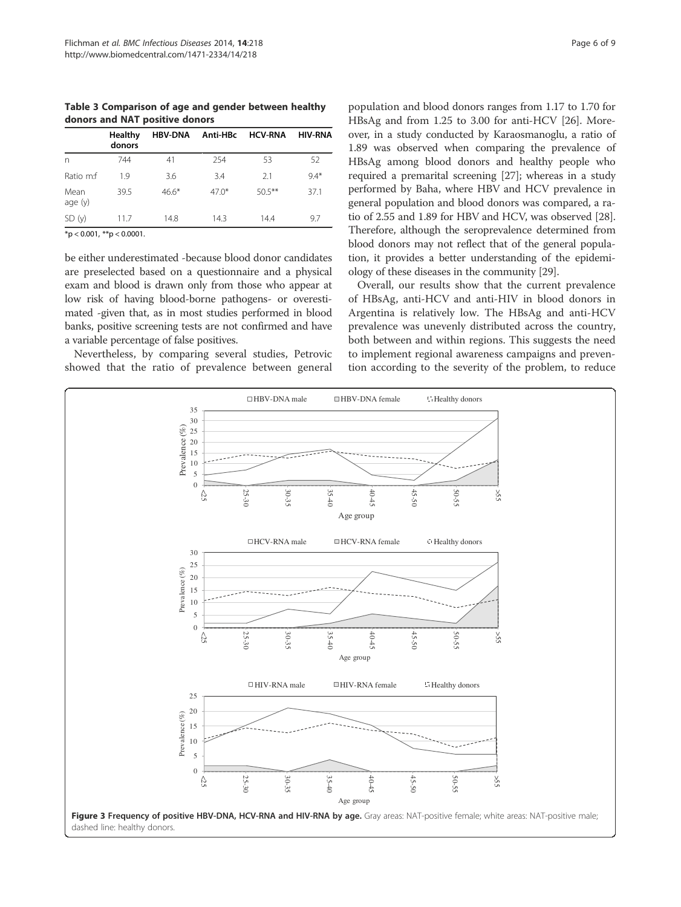**Table 3 Comparison of age and gender between healthy donors and NAT positive donors**

| | Healthy donors | HBV-DNA | Anti-HBc | HCV-RNA | HIV-RNA |
|---|---|---|---|---|---|
| n | 744 | 41 | 254 | 53 | 52 |
| Ratio m:f | 1.9 | 3.6 | 3.4 | 2.1 | 9.4* |
| Mean age (y) | 39.5 | 46.6* | 47.0* | 50.5** | 37.1 |
| SD (y) | 11.7 | 14.8 | 14.3 | 14.4 | 9.7 |

*$p < 0.001$, **$p < 0.0001$.

be either underestimated -because blood donor candidates are preselected based on a questionnaire and a physical exam and blood is drawn only from those who appear at low risk of having blood-borne pathogens- or overestimated -given that, as in most studies performed in blood banks, positive screening tests are not confirmed and have a variable percentage of false positives.

Nevertheless, by comparing several studies, Petrovic showed that the ratio of prevalence between general population and blood donors ranges from 1.17 to 1.70 for HBsAg and from 1.25 to 3.00 for anti-HCV [26]. Moreover, in a study conducted by Karaosmanoglu, a ratio of 1.89 was observed when comparing the prevalence of HBsAg among blood donors and healthy people who required a premarital screening [27]; whereas in a study performed by Baha, where HBV and HCV prevalence in general population and blood donors was compared, a ratio of 2.55 and 1.89 for HBV and HCV, was observed [28]. Therefore, although the seroprevalence determined from blood donors may not reflect that of the general population, it provides a better understanding of the epidemiology of these diseases in the community [29].

Overall, our results show that the current prevalence of HBsAg, anti-HCV and anti-HIV in blood donors in Argentina is relatively low. The HBsAg and anti-HCV prevalence was unevenly distributed across the country, both between and within regions. This suggests the need to implement regional awareness campaigns and prevention according to the severity of the problem, to reduce

**Figure 3 Frequency of positive HBV-DNA, HCV-RNA and HIV-RNA by age.** Gray areas: NAT-positive female; white areas: NAT-positive male; dashed line: healthy donors.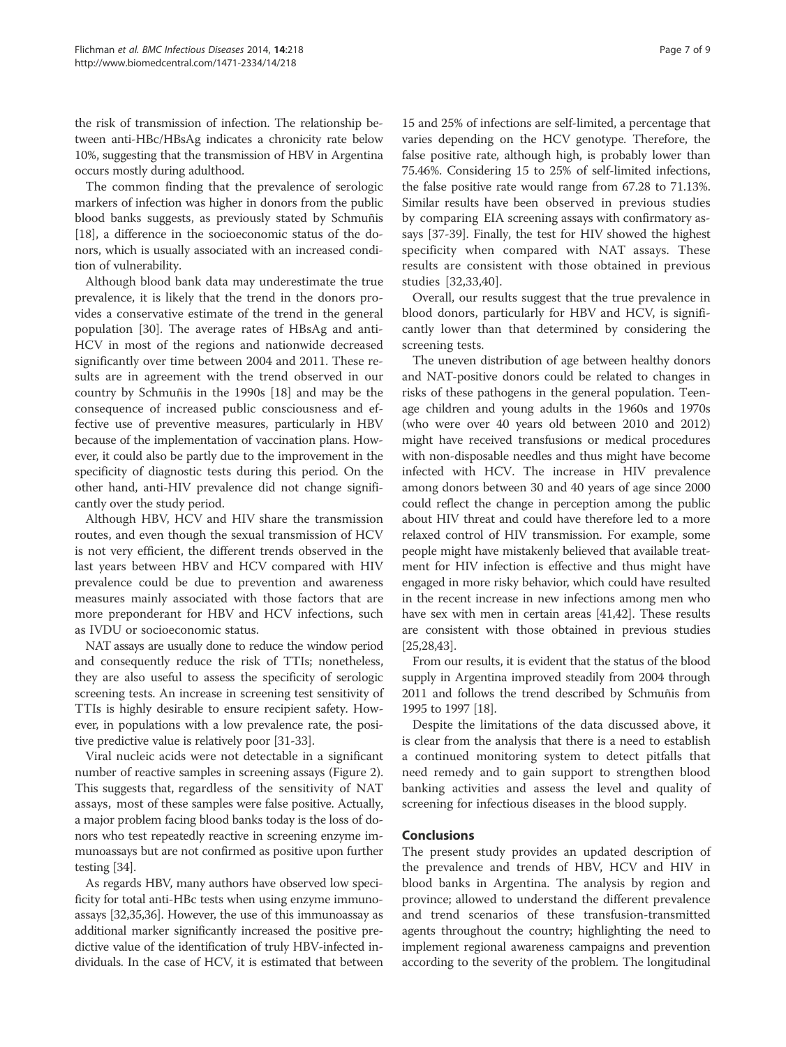the risk of transmission of infection. The relationship between anti-HBc/HBsAg indicates a chronicity rate below 10%, suggesting that the transmission of HBV in Argentina occurs mostly during adulthood.

The common finding that the prevalence of serologic markers of infection was higher in donors from the public blood banks suggests, as previously stated by Schmuñis [18], a difference in the socioeconomic status of the donors, which is usually associated with an increased condition of vulnerability.

Although blood bank data may underestimate the true prevalence, it is likely that the trend in the donors provides a conservative estimate of the trend in the general population [30]. The average rates of HBsAg and anti-HCV in most of the regions and nationwide decreased significantly over time between 2004 and 2011. These results are in agreement with the trend observed in our country by Schmuñis in the 1990s [18] and may be the consequence of increased public consciousness and effective use of preventive measures, particularly in HBV because of the implementation of vaccination plans. However, it could also be partly due to the improvement in the specificity of diagnostic tests during this period. On the other hand, anti-HIV prevalence did not change significantly over the study period.

Although HBV, HCV and HIV share the transmission routes, and even though the sexual transmission of HCV is not very efficient, the different trends observed in the last years between HBV and HCV compared with HIV prevalence could be due to prevention and awareness measures mainly associated with those factors that are more preponderant for HBV and HCV infections, such as IVDU or socioeconomic status.

NAT assays are usually done to reduce the window period and consequently reduce the risk of TTIs; nonetheless, they are also useful to assess the specificity of serologic screening tests. An increase in screening test sensitivity of TTIs is highly desirable to ensure recipient safety. However, in populations with a low prevalence rate, the positive predictive value is relatively poor [31-33].

Viral nucleic acids were not detectable in a significant number of reactive samples in screening assays (Figure 2). This suggests that, regardless of the sensitivity of NAT assays, most of these samples were false positive. Actually, a major problem facing blood banks today is the loss of donors who test repeatedly reactive in screening enzyme immunoassays but are not confirmed as positive upon further testing [34].

As regards HBV, many authors have observed low specificity for total anti-HBc tests when using enzyme immunoassays [32,35,36]. However, the use of this immunoassay as additional marker significantly increased the positive predictive value of the identification of truly HBV-infected individuals. In the case of HCV, it is estimated that between 15 and 25% of infections are self-limited, a percentage that varies depending on the HCV genotype. Therefore, the false positive rate, although high, is probably lower than 75.46%. Considering 15 to 25% of self-limited infections, the false positive rate would range from 67.28 to 71.13%. Similar results have been observed in previous studies by comparing EIA screening assays with confirmatory assays [37-39]. Finally, the test for HIV showed the highest specificity when compared with NAT assays. These results are consistent with those obtained in previous studies [32,33,40].

Overall, our results suggest that the true prevalence in blood donors, particularly for HBV and HCV, is significantly lower than that determined by considering the screening tests.

The uneven distribution of age between healthy donors and NAT-positive donors could be related to changes in risks of these pathogens in the general population. Teenage children and young adults in the 1960s and 1970s (who were over 40 years old between 2010 and 2012) might have received transfusions or medical procedures with non-disposable needles and thus might have become infected with HCV. The increase in HIV prevalence among donors between 30 and 40 years of age since 2000 could reflect the change in perception among the public about HIV threat and could have therefore led to a more relaxed control of HIV transmission. For example, some people might have mistakenly believed that available treatment for HIV infection is effective and thus might have engaged in more risky behavior, which could have resulted in the recent increase in new infections among men who have sex with men in certain areas [41,42]. These results are consistent with those obtained in previous studies [25,28,43].

From our results, it is evident that the status of the blood supply in Argentina improved steadily from 2004 through 2011 and follows the trend described by Schmuñis from 1995 to 1997 [18].

Despite the limitations of the data discussed above, it is clear from the analysis that there is a need to establish a continued monitoring system to detect pitfalls that need remedy and to gain support to strengthen blood banking activities and assess the level and quality of screening for infectious diseases in the blood supply.

## Conclusions

The present study provides an updated description of the prevalence and trends of HBV, HCV and HIV in blood banks in Argentina. The analysis by region and province; allowed to understand the different prevalence and trend scenarios of these transfusion-transmitted agents throughout the country; highlighting the need to implement regional awareness campaigns and prevention according to the severity of the problem. The longitudinal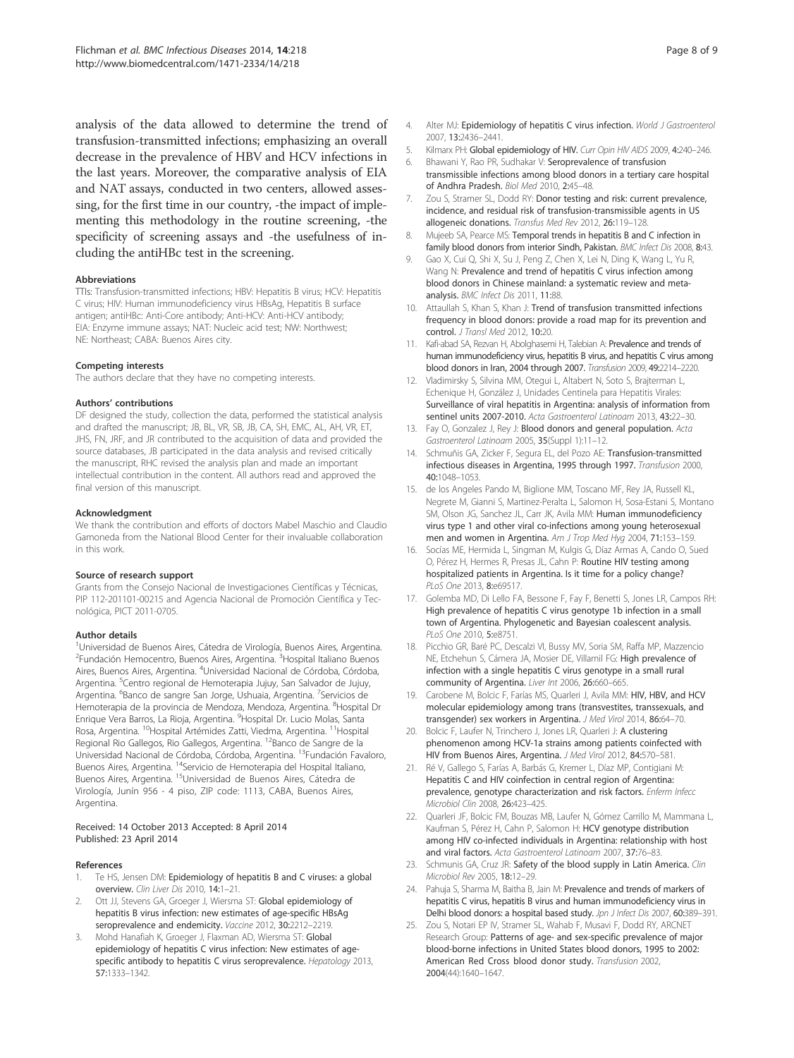analysis of the data allowed to determine the trend of transfusion-transmitted infections; emphasizing an overall decrease in the prevalence of HBV and HCV infections in the last years. Moreover, the comparative analysis of EIA and NAT assays, conducted in two centers, allowed assessing, for the first time in our country, -the impact of implementing this methodology in the routine screening, -the specificity of screening assays and -the usefulness of including the antiHBc test in the screening.

#### Abbreviations

TTIs: Transfusion-transmitted infections; HBV: Hepatitis B virus; HCV: Hepatitis C virus; HIV: Human immunodeficiency virus HBsAg, Hepatitis B surface antigen; antiHBc: Anti-Core antibody; Anti-HCV: Anti-HCV antibody; EIA: Enzyme immune assays; NAT: Nucleic acid test; NW: Northwest; NE: Northeast; CABA: Buenos Aires city.

#### Competing interests

The authors declare that they have no competing interests.

#### Authors' contributions

DF designed the study, collection the data, performed the statistical analysis and drafted the manuscript; JB, BL, VR, SB, JB, CA, SH, EMC, AL, AH, VR, ET, JHS, FN, JRF, and JR contributed to the acquisition of data and provided the source databases, JB participated in the data analysis and revised critically the manuscript, RHC revised the analysis plan and made an important intellectual contribution in the content. All authors read and approved the final version of this manuscript.

#### Acknowledgment

We thank the contribution and efforts of doctors Mabel Maschio and Claudio Gamoneda from the National Blood Center for their invaluable collaboration in this work.

#### Source of research support

Grants from the Consejo Nacional de Investigaciones Científicas y Técnicas, PIP 112-201101-00215 and Agencia Nacional de Promoción Científica y Tecnológica, PICT 2011-0705.

#### Author details

[1]Universidad de Buenos Aires, Cátedra de Virología, Buenos Aires, Argentina. [2]Fundación Hemocentro, Buenos Aires, Argentina. [3]Hospital Italiano Buenos Aires, Buenos Aires, Argentina. [4]Universidad Nacional de Córdoba, Córdoba, Argentina. [5]Centro regional de Hemoterapia Jujuy, San Salvador de Jujuy, Argentina. [6]Banco de sangre San Jorge, Ushuaia, Argentina. [7]Servicios de Hemoterapia de la provincia de Mendoza, Mendoza, Argentina. [8]Hospital Dr Enrique Vera Barros, La Rioja, Argentina. [9]Hospital Dr. Lucio Molas, Santa Rosa, Argentina. [10]Hospital Artémides Zatti, Viedma, Argentina. [11]Hospital Regional Rio Gallegos, Rio Gallegos, Argentina. [12]Banco de Sangre de la Universidad Nacional de Córdoba, Córdoba, Argentina. [13]Fundación Favaloro, Buenos Aires, Argentina. [14]Servicio de Hemoterapia del Hospital Italiano, Buenos Aires, Argentina. [15]Universidad de Buenos Aires, Cátedra de Virología, Junín 956 - 4 piso, ZIP code: 1113, CABA, Buenos Aires, Argentina.

Received: 14 October 2013 Accepted: 8 April 2014
Published: 23 April 2014

#### References

1. Te HS, Jensen DM: **Epidemiology of hepatitis B and C viruses: a global overview.** *Clin Liver Dis* 2010, **14**:1–21.
2. Ott JJ, Stevens GA, Groeger J, Wiersma ST: **Global epidemiology of hepatitis B virus infection: new estimates of age-specific HBsAg seroprevalence and endemicity.** *Vaccine* 2012, **30**:2212–2219.
3. Mohd Hanafiah K, Groeger J, Flaxman AD, Wiersma ST: **Global epidemiology of hepatitis C virus infection: New estimates of age-specific antibody to hepatitis C virus seroprevalence.** *Hepatology* 2013, **57**:1333–1342.
4. Alter MJ: **Epidemiology of hepatitis C virus infection.** *World J Gastroenterol* 2007, **13**:2436–2441.
5. Kilmarx PH: **Global epidemiology of HIV.** *Curr Opin HIV AIDS* 2009, **4**:240–246.
6. Bhawani Y, Rao PR, Sudhakar V: **Seroprevalence of transfusion transmissible infections among blood donors in a tertiary care hospital of Andhra Pradesh.** *Biol Med* 2010, **2**:45–48.
7. Zou S, Stramer SL, Dodd RY: **Donor testing and risk: current prevalence, incidence, and residual risk of transfusion-transmissible agents in US allogeneic donations.** *Transfus Med Rev* 2012, **26**:119–128.
8. Mujeeb SA, Pearce MS: **Temporal trends in hepatitis B and C infection in family blood donors from interior Sindh, Pakistan.** *BMC Infect Dis* 2008, **8**:43.
9. Gao X, Cui Q, Shi X, Su J, Peng Z, Chen X, Lei N, Ding K, Wang L, Yu R, Wang N: **Prevalence and trend of hepatitis C virus infection among blood donors in Chinese mainland: a systematic review and meta-analysis.** *BMC Infect Dis* 2011, **11**:88.
10. Attaullah S, Khan S, Khan J: **Trend of transfusion transmitted infections frequency in blood donors: provide a road map for its prevention and control.** *J Transl Med* 2012, **10**:20.
11. Kafi-abad SA, Rezvan H, Abolghasemi H, Talebian A: **Prevalence and trends of human immunodeficiency virus, hepatitis B virus, and hepatitis C virus among blood donors in Iran, 2004 through 2007.** *Transfusion* 2009, **49**:2214–2220.
12. Vladimirsky S, Silvina MM, Otegui L, Altabert N, Soto S, Brajterman L, Echenique H, González J, Unidades Centinela para Hepatitis Virales: **Surveillance of viral hepatitis in Argentina: analysis of information from sentinel units 2007-2010.** *Acta Gastroenterol Latinoam* 2013, **43**:22–30.
13. Fay O, Gonzalez J, Rey J: **Blood donors and general population.** *Acta Gastroenterol Latinoam* 2005, **35**(Suppl 1):11–12.
14. Schmuñis GA, Zicker F, Segura EL, del Pozo AE: **Transfusion-transmitted infectious diseases in Argentina, 1995 through 1997.** *Transfusion* 2000, **40**:1048–1053.
15. de los Angeles Pando M, Biglione MM, Toscano MF, Rey JA, Russell KL, Negrete M, Gianni S, Martinez-Peralta L, Salomon H, Sosa-Estani S, Montano SM, Olson JG, Sanchez JL, Carr JK, Avila MM: **Human immunodeficiency virus type 1 and other viral co-infections among young heterosexual men and women in Argentina.** *Am J Trop Med Hyg* 2004, **71**:153–159.
16. Socías ME, Hermida L, Singman M, Kulgis G, Díaz Armas A, Cando O, Sued O, Pérez H, Hermes R, Presas JL, Cahn P: **Routine HIV testing among hospitalized patients in Argentina. Is it time for a policy change?** *PLoS One* 2013, **8**:e69517.
17. Golemba MD, Di Lello FA, Bessone F, Fay F, Benetti S, Jones LR, Campos RH: **High prevalence of hepatitis C virus genotype 1b infection in a small town of Argentina. Phylogenetic and Bayesian coalescent analysis.** *PLoS One* 2010, **5**:e8751.
18. Picchio GR, Baré PC, Descalzi VI, Bussy MV, Soria SM, Raffa MP, Mazzencio NE, Etchehun S, Cámera JA, Mosier DE, Villamil FG: **High prevalence of infection with a single hepatitis C virus genotype in a small rural community of Argentina.** *Liver Int* 2006, **26**:660–665.
19. Carobene M, Bolcic F, Farías MS, Quarleri J, Avila MM: **HIV, HBV, and HCV molecular epidemiology among trans (transvestites, transsexuals, and transgender) sex workers in Argentina.** *J Med Virol* 2014, **86**:64–70.
20. Bolcic F, Laufer N, Trinchero J, Jones LR, Quarleri J: **A clustering phenomenon among HCV-1a strains among patients coinfected with HIV from Buenos Aires, Argentina.** *J Med Virol* 2012, **84**:570–581.
21. Ré V, Gallego S, Farías A, Barbás G, Kremer L, Díaz MP, Contigiani M: **Hepatitis C and HIV coinfection in central region of Argentina: prevalence, genotype characterization and risk factors.** *Enferm Infecc Microbiol Clin* 2008, **26**:423–425.
22. Quarleri JF, Bolcic FM, Bouzas MB, Laufer N, Gómez Carrillo M, Mammana L, Kaufman S, Pérez H, Cahn P, Salomon H: **HCV genotype distribution among HIV co-infected individuals in Argentina: relationship with host and viral factors.** *Acta Gastroenterol Latinoam* 2007, **37**:76–83.
23. Schmunis GA, Cruz JR: **Safety of the blood supply in Latin America.** *Clin Microbiol Rev* 2005, **18**:12–29.
24. Pahuja S, Sharma M, Baitha B, Jain M: **Prevalence and trends of markers of hepatitis C virus, hepatitis B virus and human immunodeficiency virus in Delhi blood donors: a hospital based study.** *Jpn J Infect Dis* 2007, **60**:389–391.
25. Zou S, Notari EP IV, Stramer SL, Wahab F, Musavi F, Dodd RY, ARCNET Research Group: **Patterns of age- and sex-specific prevalence of major blood-borne infections in United States blood donors, 1995 to 2002: American Red Cross blood donor study.** *Transfusion* 2002, **2004**(44):1640–1647.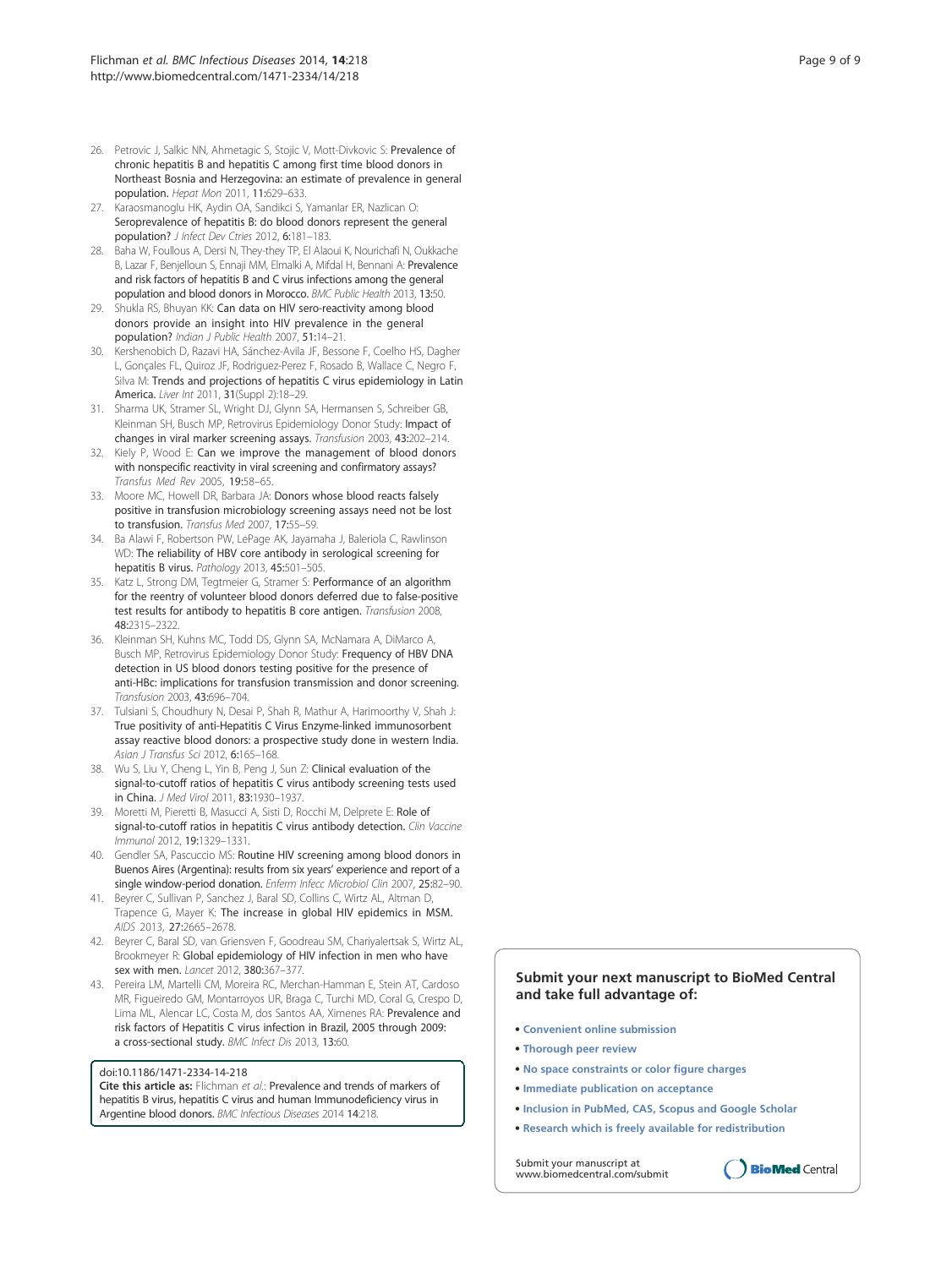26. Petrovic J, Salkic NN, Ahmetagic S, Stojic V, Mott-Divkovic S: **Prevalence of chronic hepatitis B and hepatitis C among first time blood donors in Northeast Bosnia and Herzegovina: an estimate of prevalence in general population.** *Hepat Mon* 2011, **11:**629–633.
27. Karaosmanoglu HK, Aydin OA, Sandikci S, Yamanlar ER, Nazlican O: **Seroprevalence of hepatitis B: do blood donors represent the general population?** *J Infect Dev Ctries* 2012, **6:**181–183.
28. Baha W, Foullous A, Dersi N, They-they TP, El Alaoui K, Nourichafi N, Oukkache B, Lazar F, Benjelloun S, Ennaji MM, Elmalki A, Mifdal H, Bennani A: **Prevalence and risk factors of hepatitis B and C virus infections among the general population and blood donors in Morocco.** *BMC Public Health* 2013, **13:**50.
29. Shukla RS, Bhuyan KK: **Can data on HIV sero-reactivity among blood donors provide an insight into HIV prevalence in the general population?** *Indian J Public Health* 2007, **51:**14–21.
30. Kershenobich D, Razavi HA, Sánchez-Avila JF, Bessone F, Coelho HS, Dagher L, Gonçales FL, Quiroz JF, Rodriguez-Perez F, Rosado B, Wallace C, Negro F, Silva M: **Trends and projections of hepatitis C virus epidemiology in Latin America.** *Liver Int* 2011, **31**(Suppl 2):18–29.
31. Sharma UK, Stramer SL, Wright DJ, Glynn SA, Hermansen S, Schreiber GB, Kleinman SH, Busch MP, Retrovirus Epidemiology Donor Study: **Impact of changes in viral marker screening assays.** *Transfusion* 2003, **43:**202–214.
32. Kiely P, Wood E: **Can we improve the management of blood donors with nonspecific reactivity in viral screening and confirmatory assays?** *Transfus Med Rev* 2005, **19:**58–65.
33. Moore MC, Howell DR, Barbara JA: **Donors whose blood reacts falsely positive in transfusion microbiology screening assays need not be lost to transfusion.** *Transfus Med* 2007, **17:**55–59.
34. Ba Alawi F, Robertson PW, LePage AK, Jayamaha J, Baleriola C, Rawlinson WD: **The reliability of HBV core antibody in serological screening for hepatitis B virus.** *Pathology* 2013, **45:**501–505.
35. Katz L, Strong DM, Tegtmeier G, Stramer S: **Performance of an algorithm for the reentry of volunteer blood donors deferred due to false-positive test results for antibody to hepatitis B core antigen.** *Transfusion* 2008, **48:**2315–2322.
36. Kleinman SH, Kuhns MC, Todd DS, Glynn SA, McNamara A, DiMarco A, Busch MP, Retrovirus Epidemiology Donor Study: **Frequency of HBV DNA detection in US blood donors testing positive for the presence of anti-HBc: implications for transfusion transmission and donor screening.** *Transfusion* 2003, **43:**696–704.
37. Tulsiani S, Choudhury N, Desai P, Shah P, Mathur A, Harimoorthy V, Shah J: **True positivity of anti-Hepatitis C Virus Enzyme-linked immunosorbent assay reactive blood donors: a prospective study done in western India.** *Asian J Transfus Sci* 2012, **6:**165–168.
38. Wu S, Liu Y, Cheng L, Yin B, Peng J, Sun Z: **Clinical evaluation of the signal-to-cutoff ratios of hepatitis C virus antibody screening tests used in China.** *J Med Virol* 2011, **83:**1930–1937.
39. Moretti M, Pieretti B, Masucci A, Sisti D, Rocchi M, Delprete E: **Role of signal-to-cutoff ratios in hepatitis C virus antibody detection.** *Clin Vaccine Immunol* 2012, **19:**1329–1331.
40. Gendler SA, Pascuccio MS: **Routine HIV screening among blood donors in Buenos Aires (Argentina): results from six years' experience and report of a single window-period donation.** *Enferm Infecc Microbiol Clin* 2007, **25:**82–90.
41. Beyrer C, Sullivan P, Sanchez J, Baral SD, Collins C, Wirtz AL, Altman D, Trapence G, Mayer K: **The increase in global HIV epidemics in MSM.** *AIDS* 2013, **27:**2665–2678.
42. Beyrer C, Baral SD, van Griensven F, Goodreau SM, Chariyalertsak S, Wirtz AL, Brookmeyer R: **Global epidemiology of HIV infection in men who have sex with men.** *Lancet* 2012, **380:**367–377.
43. Pereira LM, Martelli CM, Moreira RC, Merchan-Hamman E, Stein AT, Cardoso MR, Figueiredo GM, Montarroyos UR, Braga C, Turchi MD, Coral G, Crespo D, Lima ML, Alencar LC, Costa M, dos Santos AA, Ximenes RA: **Prevalence and risk factors of Hepatitis C virus infection in Brazil, 2005 through 2009: a cross-sectional study.** *BMC Infect Dis* 2013, **13:**60.

doi:10.1186/1471-2334-14-218

**Cite this article as:** Flichman *et al.*: Prevalence and trends of markers of hepatitis B virus, hepatitis C virus and human Immunodeficiency virus in Argentine blood donors. *BMC Infectious Diseases* 2014 **14**:218.